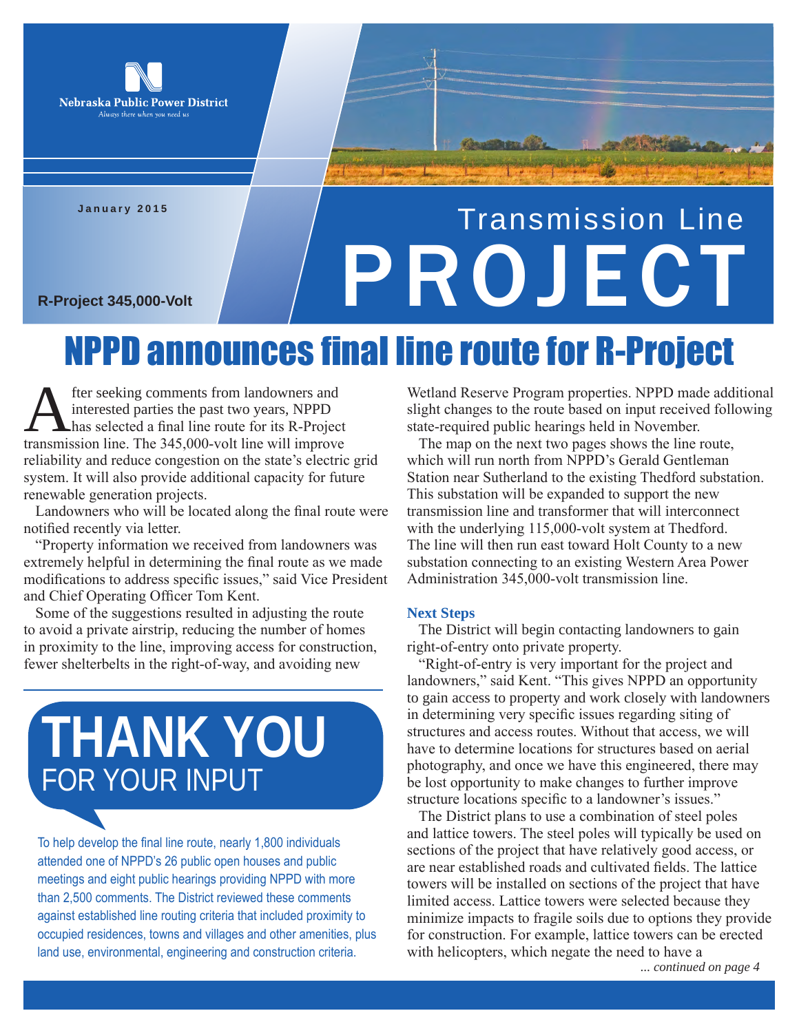Nebraska Public Power District
*Always there when you need us*

January 2015

R-Project 345,000-Volt

# Transmission Line PROJECT

# NPPD announces final line route for R-Project

After seeking comments from landowners and interested parties the past two years, NPPD has selected a final line route for its R-Project transmission line. The 345,000-volt line will improve reliability and reduce congestion on the state's electric grid system. It will also provide additional capacity for future renewable generation projects.

Landowners who will be located along the final route were notified recently via letter.

"Property information we received from landowners was extremely helpful in determining the final route as we made modifications to address specific issues," said Vice President and Chief Operating Officer Tom Kent.

Some of the suggestions resulted in adjusting the route to avoid a private airstrip, reducing the number of homes in proximity to the line, improving access for construction, fewer shelterbelts in the right-of-way, and avoiding new Wetland Reserve Program properties. NPPD made additional slight changes to the route based on input received following state-required public hearings held in November.

The map on the next two pages shows the line route, which will run north from NPPD's Gerald Gentleman Station near Sutherland to the existing Thedford substation. This substation will be expanded to support the new transmission line and transformer that will interconnect with the underlying 115,000-volt system at Thedford. The line will then run east toward Holt County to a new substation connecting to an existing Western Area Power Administration 345,000-volt transmission line.

## THANK YOU FOR YOUR INPUT

To help develop the final line route, nearly 1,800 individuals attended one of NPPD's 26 public open houses and public meetings and eight public hearings providing NPPD with more than 2,500 comments. The District reviewed these comments against established line routing criteria that included proximity to occupied residences, towns and villages and other amenities, plus land use, environmental, engineering and construction criteria.

### Next Steps

The District will begin contacting landowners to gain right-of-entry onto private property.

"Right-of-entry is very important for the project and landowners," said Kent. "This gives NPPD an opportunity to gain access to property and work closely with landowners in determining very specific issues regarding siting of structures and access routes. Without that access, we will have to determine locations for structures based on aerial photography, and once we have this engineered, there may be lost opportunity to make changes to further improve structure locations specific to a landowner's issues."

The District plans to use a combination of steel poles and lattice towers. The steel poles will typically be used on sections of the project that have relatively good access, or are near established roads and cultivated fields. The lattice towers will be installed on sections of the project that have limited access. Lattice towers were selected because they minimize impacts to fragile soils due to options they provide for construction. For example, lattice towers can be erected with helicopters, which negate the need to have a

*... continued on page 4*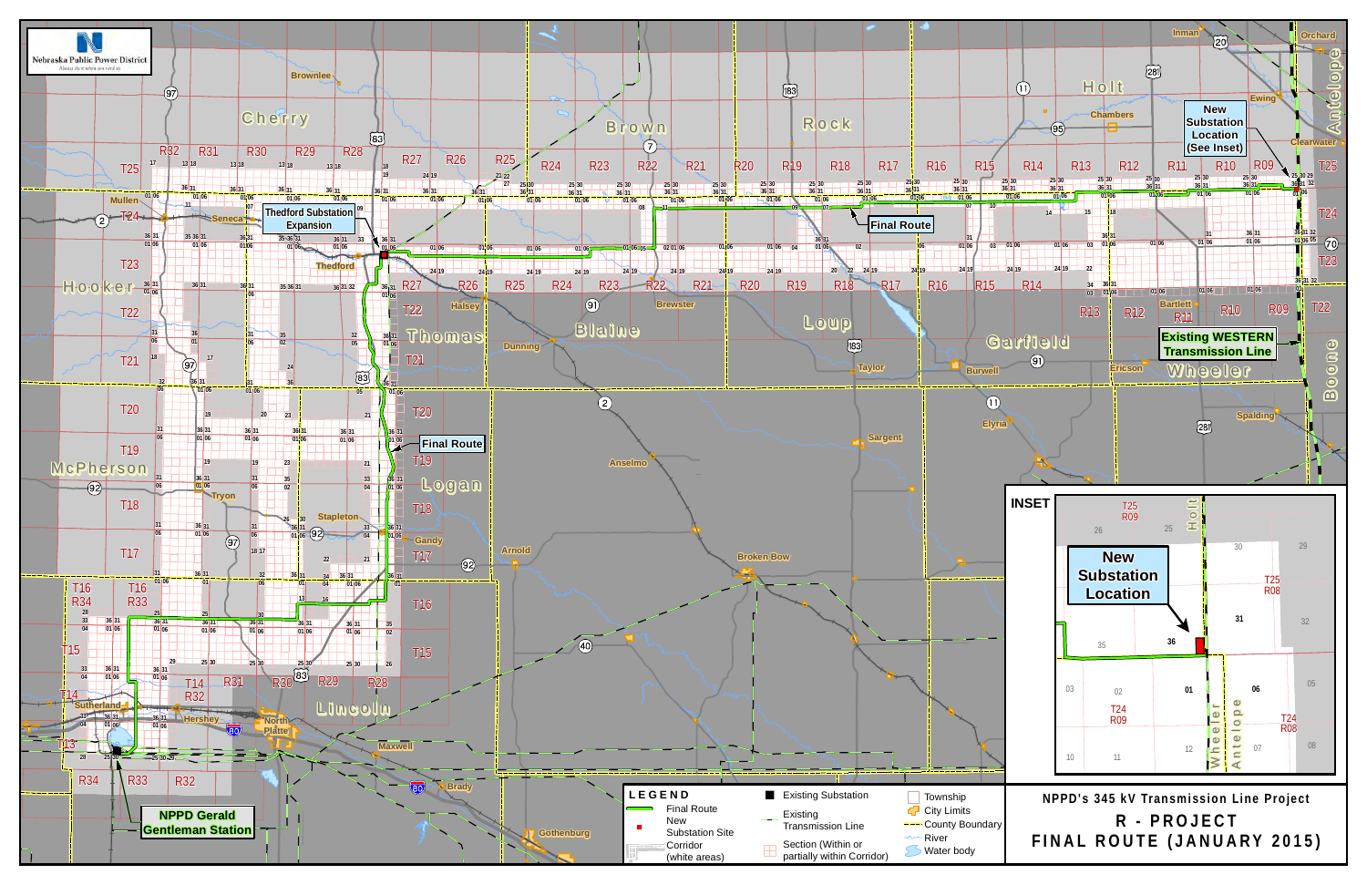Nebraska Public Power District
*Always there when you need us*

NPPD's 345 kV Transmission Line Project

# R - PROJECT

## FINAL ROUTE (JANUARY 2015)

Thedford Substation Expansion

Final Route

New Substation Location (See Inset)

Existing WESTERN Transmission Line

NPPD Gerald Gentleman Station

**INSET**

New Substation Location

**LEGEND**

- Final Route
- New Substation Site
- Corridor (white areas)
- Existing Substation
- Existing Transmission Line
- Section (Within or partially within Corridor)
- Township
- City Limits
- County Boundary
- River
- Water body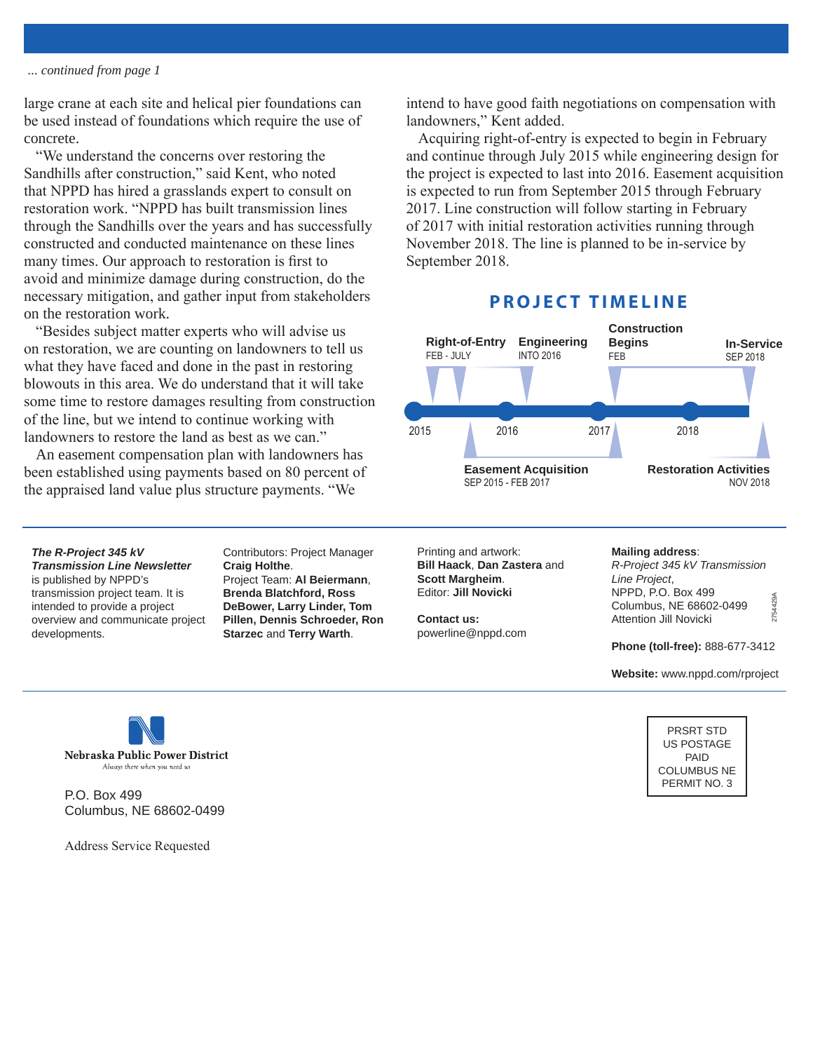*... continued from page 1*

large crane at each site and helical pier foundations can be used instead of foundations which require the use of concrete.

"We understand the concerns over restoring the Sandhills after construction," said Kent, who noted that NPPD has hired a grasslands expert to consult on restoration work. "NPPD has built transmission lines through the Sandhills over the years and has successfully constructed and conducted maintenance on these lines many times. Our approach to restoration is first to avoid and minimize damage during construction, do the necessary mitigation, and gather input from stakeholders on the restoration work.

"Besides subject matter experts who will advise us on restoration, we are counting on landowners to tell us what they have faced and done in the past in restoring blowouts in this area. We do understand that it will take some time to restore damages resulting from construction of the line, but we intend to continue working with landowners to restore the land as best as we can."

An easement compensation plan with landowners has been established using payments based on 80 percent of the appraised land value plus structure payments. "We intend to have good faith negotiations on compensation with landowners," Kent added.

Acquiring right-of-entry is expected to begin in February and continue through July 2015 while engineering design for the project is expected to last into 2016. Easement acquisition is expected to run from September 2015 through February 2017. Line construction will follow starting in February of 2017 with initial restoration activities running through November 2018. The line is planned to be in-service by September 2018.

## PROJECT TIMELINE

**Right-of-Entry**
FEB - JULY

**Engineering**
INTO 2016

**Construction Begins**
FEB

**In-Service**
SEP 2018

2015

2016

2017

2018

**Easement Acquisition**
SEP 2015 - FEB 2017

**Restoration Activities**
NOV 2018

---

***The R-Project 345 kV Transmission Line Newsletter*** is published by NPPD's transmission project team. It is intended to provide a project overview and communicate project developments.

Contributors: Project Manager **Craig Holthe**.
Project Team: **Al Beiermann**, **Brenda Blatchford, Ross DeBower, Larry Linder, Tom Pillen, Dennis Schroeder, Ron Starzec** and **Terry Warth**.

Printing and artwork: **Bill Haack**, **Dan Zastera** and **Scott Margheim**.
Editor: **Jill Novicki**

**Contact us:**
powerline@nppd.com

**Mailing address**:
*R-Project 345 kV Transmission Line Project*,
NPPD, P.O. Box 499
Columbus, NE 68602-0499
Attention Jill Novicki

**Phone (toll-free):** 888-677-3412

**Website:** www.nppd.com/rproject

2754429A

---

Nebraska Public Power District
*Always there when you need us*

P.O. Box 499
Columbus, NE 68602-0499

Address Service Requested

PRSRT STD
US POSTAGE
PAID
COLUMBUS NE
PERMIT NO. 3